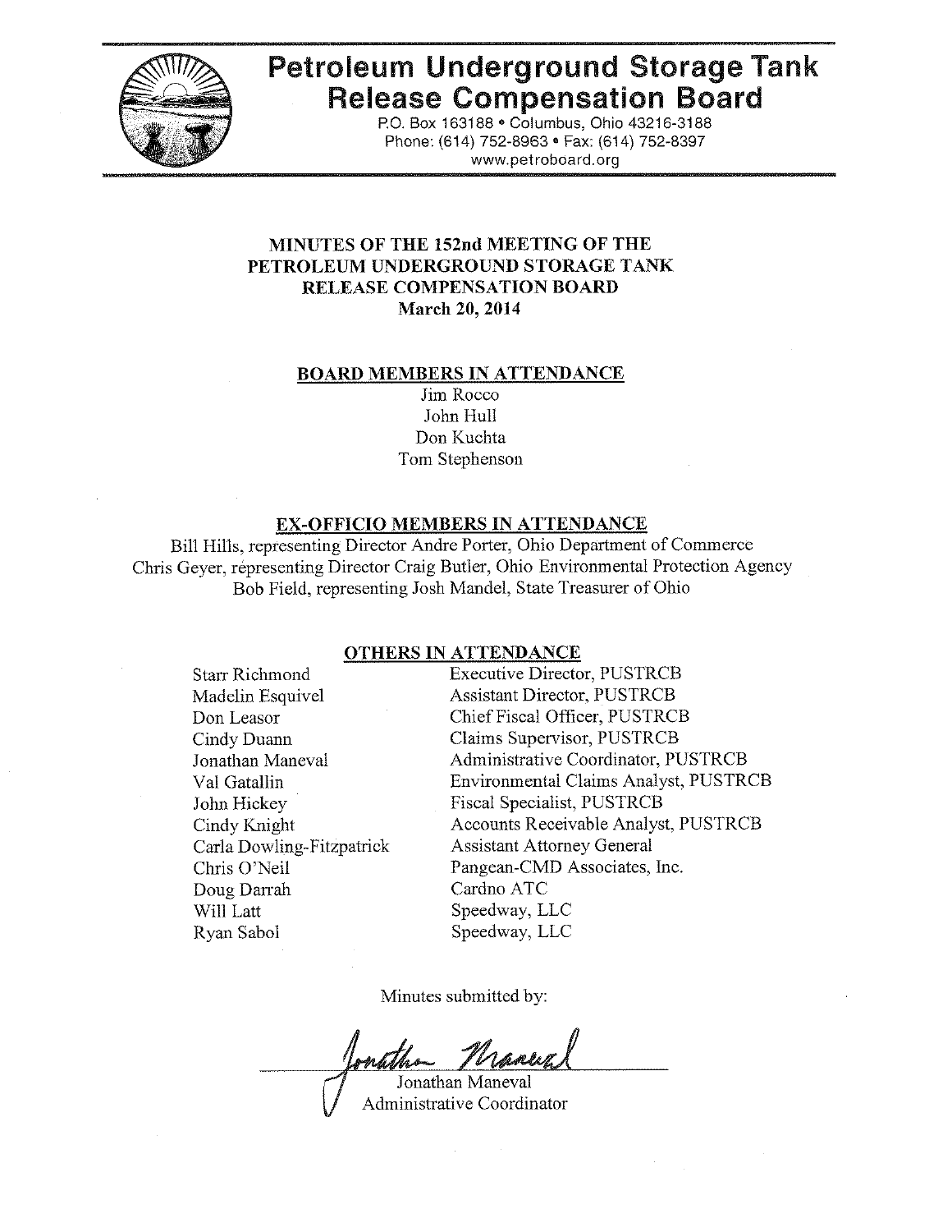# Petroleum Underground Storage Tank Release Compensation Board

P.O. Box 163188 • Columbus, Ohio 43216-3188
Phone: (614) 752-8963 • Fax: (614) 752-8397
www.petroboard.org

## MINUTES OF THE 152nd MEETING OF THE PETROLEUM UNDERGROUND STORAGE TANK RELEASE COMPENSATION BOARD
**March 20, 2014**

### BOARD MEMBERS IN ATTENDANCE

Jim Rocco
John Hull
Don Kuchta
Tom Stephenson

### EX-OFFICIO MEMBERS IN ATTENDANCE

Bill Hills, representing Director Andre Porter, Ohio Department of Commerce
Chris Geyer, representing Director Craig Butler, Ohio Environmental Protection Agency
Bob Field, representing Josh Mandel, State Treasurer of Ohio

### OTHERS IN ATTENDANCE

| | |
|---|---|
| Starr Richmond | Executive Director, PUSTRCB |
| Madelin Esquivel | Assistant Director, PUSTRCB |
| Don Leasor | Chief Fiscal Officer, PUSTRCB |
| Cindy Duann | Claims Supervisor, PUSTRCB |
| Jonathan Maneval | Administrative Coordinator, PUSTRCB |
| Val Gatallin | Environmental Claims Analyst, PUSTRCB |
| John Hickey | Fiscal Specialist, PUSTRCB |
| Cindy Knight | Accounts Receivable Analyst, PUSTRCB |
| Carla Dowling-Fitzpatrick | Assistant Attorney General |
| Chris O'Neil | Pangean-CMD Associates, Inc. |
| Doug Darrah | Cardno ATC |
| Will Latt | Speedway, LLC |
| Ryan Sabol | Speedway, LLC |

Minutes submitted by:

Jonathan Maneval
Administrative Coordinator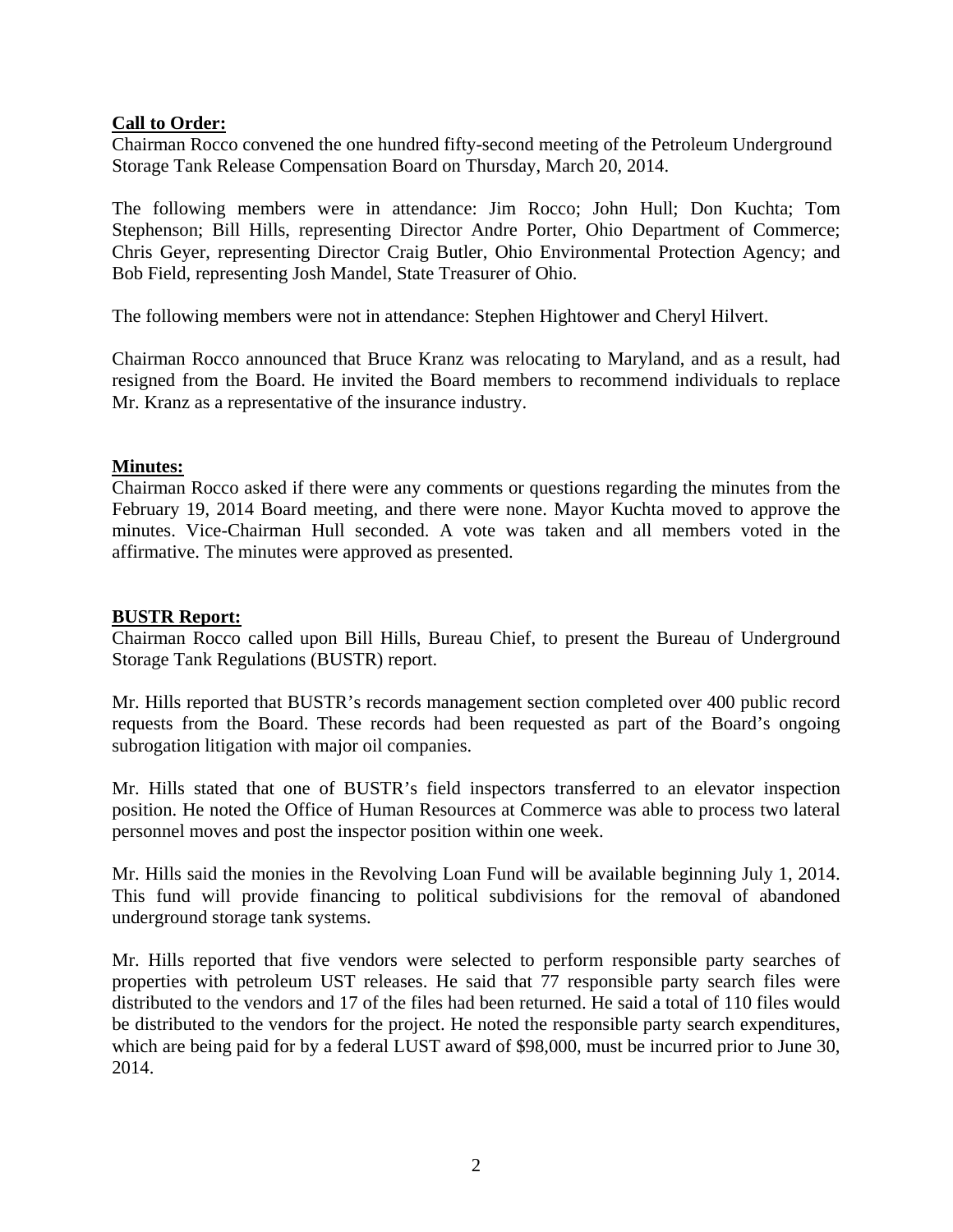**Call to Order:**

Chairman Rocco convened the one hundred fifty-second meeting of the Petroleum Underground Storage Tank Release Compensation Board on Thursday, March 20, 2014.

The following members were in attendance: Jim Rocco; John Hull; Don Kuchta; Tom Stephenson; Bill Hills, representing Director Andre Porter, Ohio Department of Commerce; Chris Geyer, representing Director Craig Butler, Ohio Environmental Protection Agency; and Bob Field, representing Josh Mandel, State Treasurer of Ohio.

The following members were not in attendance: Stephen Hightower and Cheryl Hilvert.

Chairman Rocco announced that Bruce Kranz was relocating to Maryland, and as a result, had resigned from the Board. He invited the Board members to recommend individuals to replace Mr. Kranz as a representative of the insurance industry.

**Minutes:**

Chairman Rocco asked if there were any comments or questions regarding the minutes from the February 19, 2014 Board meeting, and there were none. Mayor Kuchta moved to approve the minutes. Vice-Chairman Hull seconded. A vote was taken and all members voted in the affirmative. The minutes were approved as presented.

**BUSTR Report:**

Chairman Rocco called upon Bill Hills, Bureau Chief, to present the Bureau of Underground Storage Tank Regulations (BUSTR) report.

Mr. Hills reported that BUSTR's records management section completed over 400 public record requests from the Board. These records had been requested as part of the Board's ongoing subrogation litigation with major oil companies.

Mr. Hills stated that one of BUSTR's field inspectors transferred to an elevator inspection position. He noted the Office of Human Resources at Commerce was able to process two lateral personnel moves and post the inspector position within one week.

Mr. Hills said the monies in the Revolving Loan Fund will be available beginning July 1, 2014. This fund will provide financing to political subdivisions for the removal of abandoned underground storage tank systems.

Mr. Hills reported that five vendors were selected to perform responsible party searches of properties with petroleum UST releases. He said that 77 responsible party search files were distributed to the vendors and 17 of the files had been returned. He said a total of 110 files would be distributed to the vendors for the project. He noted the responsible party search expenditures, which are being paid for by a federal LUST award of $98,000, must be incurred prior to June 30, 2014.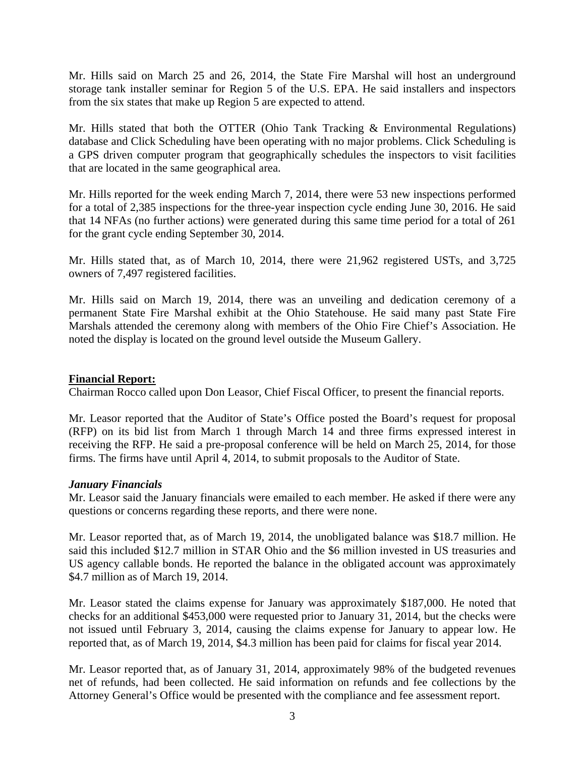Mr. Hills said on March 25 and 26, 2014, the State Fire Marshal will host an underground storage tank installer seminar for Region 5 of the U.S. EPA. He said installers and inspectors from the six states that make up Region 5 are expected to attend.

Mr. Hills stated that both the OTTER (Ohio Tank Tracking & Environmental Regulations) database and Click Scheduling have been operating with no major problems. Click Scheduling is a GPS driven computer program that geographically schedules the inspectors to visit facilities that are located in the same geographical area.

Mr. Hills reported for the week ending March 7, 2014, there were 53 new inspections performed for a total of 2,385 inspections for the three-year inspection cycle ending June 30, 2016. He said that 14 NFAs (no further actions) were generated during this same time period for a total of 261 for the grant cycle ending September 30, 2014.

Mr. Hills stated that, as of March 10, 2014, there were 21,962 registered USTs, and 3,725 owners of 7,497 registered facilities.

Mr. Hills said on March 19, 2014, there was an unveiling and dedication ceremony of a permanent State Fire Marshal exhibit at the Ohio Statehouse. He said many past State Fire Marshals attended the ceremony along with members of the Ohio Fire Chief's Association. He noted the display is located on the ground level outside the Museum Gallery.

**Financial Report:**

Chairman Rocco called upon Don Leasor, Chief Fiscal Officer, to present the financial reports.

Mr. Leasor reported that the Auditor of State's Office posted the Board's request for proposal (RFP) on its bid list from March 1 through March 14 and three firms expressed interest in receiving the RFP. He said a pre-proposal conference will be held on March 25, 2014, for those firms. The firms have until April 4, 2014, to submit proposals to the Auditor of State.

***January Financials***

Mr. Leasor said the January financials were emailed to each member. He asked if there were any questions or concerns regarding these reports, and there were none.

Mr. Leasor reported that, as of March 19, 2014, the unobligated balance was $18.7 million. He said this included $12.7 million in STAR Ohio and the $6 million invested in US treasuries and US agency callable bonds. He reported the balance in the obligated account was approximately $4.7 million as of March 19, 2014.

Mr. Leasor stated the claims expense for January was approximately $187,000. He noted that checks for an additional $453,000 were requested prior to January 31, 2014, but the checks were not issued until February 3, 2014, causing the claims expense for January to appear low. He reported that, as of March 19, 2014, $4.3 million has been paid for claims for fiscal year 2014.

Mr. Leasor reported that, as of January 31, 2014, approximately 98% of the budgeted revenues net of refunds, had been collected. He said information on refunds and fee collections by the Attorney General's Office would be presented with the compliance and fee assessment report.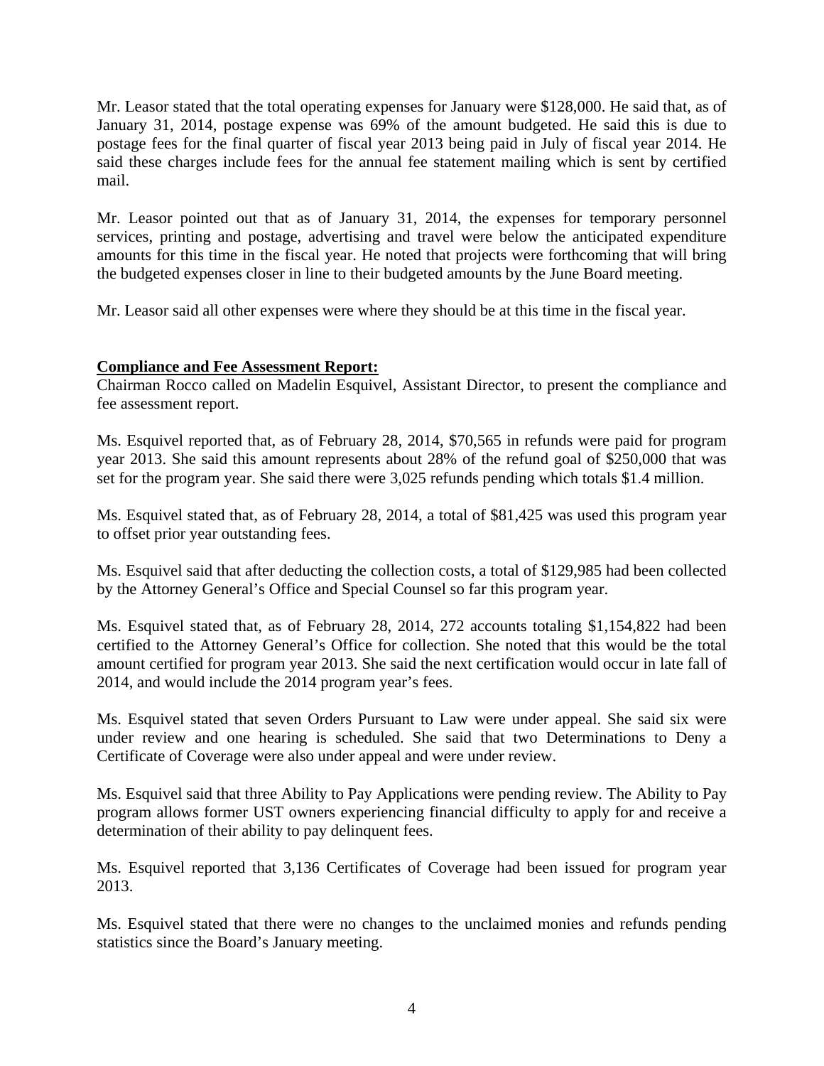Mr. Leasor stated that the total operating expenses for January were $128,000. He said that, as of January 31, 2014, postage expense was 69% of the amount budgeted. He said this is due to postage fees for the final quarter of fiscal year 2013 being paid in July of fiscal year 2014. He said these charges include fees for the annual fee statement mailing which is sent by certified mail.

Mr. Leasor pointed out that as of January 31, 2014, the expenses for temporary personnel services, printing and postage, advertising and travel were below the anticipated expenditure amounts for this time in the fiscal year. He noted that projects were forthcoming that will bring the budgeted expenses closer in line to their budgeted amounts by the June Board meeting.

Mr. Leasor said all other expenses were where they should be at this time in the fiscal year.

**Compliance and Fee Assessment Report:**

Chairman Rocco called on Madelin Esquivel, Assistant Director, to present the compliance and fee assessment report.

Ms. Esquivel reported that, as of February 28, 2014, $70,565 in refunds were paid for program year 2013. She said this amount represents about 28% of the refund goal of $250,000 that was set for the program year. She said there were 3,025 refunds pending which totals $1.4 million.

Ms. Esquivel stated that, as of February 28, 2014, a total of $81,425 was used this program year to offset prior year outstanding fees.

Ms. Esquivel said that after deducting the collection costs, a total of $129,985 had been collected by the Attorney General's Office and Special Counsel so far this program year.

Ms. Esquivel stated that, as of February 28, 2014, 272 accounts totaling $1,154,822 had been certified to the Attorney General's Office for collection. She noted that this would be the total amount certified for program year 2013. She said the next certification would occur in late fall of 2014, and would include the 2014 program year's fees.

Ms. Esquivel stated that seven Orders Pursuant to Law were under appeal. She said six were under review and one hearing is scheduled. She said that two Determinations to Deny a Certificate of Coverage were also under appeal and were under review.

Ms. Esquivel said that three Ability to Pay Applications were pending review. The Ability to Pay program allows former UST owners experiencing financial difficulty to apply for and receive a determination of their ability to pay delinquent fees.

Ms. Esquivel reported that 3,136 Certificates of Coverage had been issued for program year 2013.

Ms. Esquivel stated that there were no changes to the unclaimed monies and refunds pending statistics since the Board's January meeting.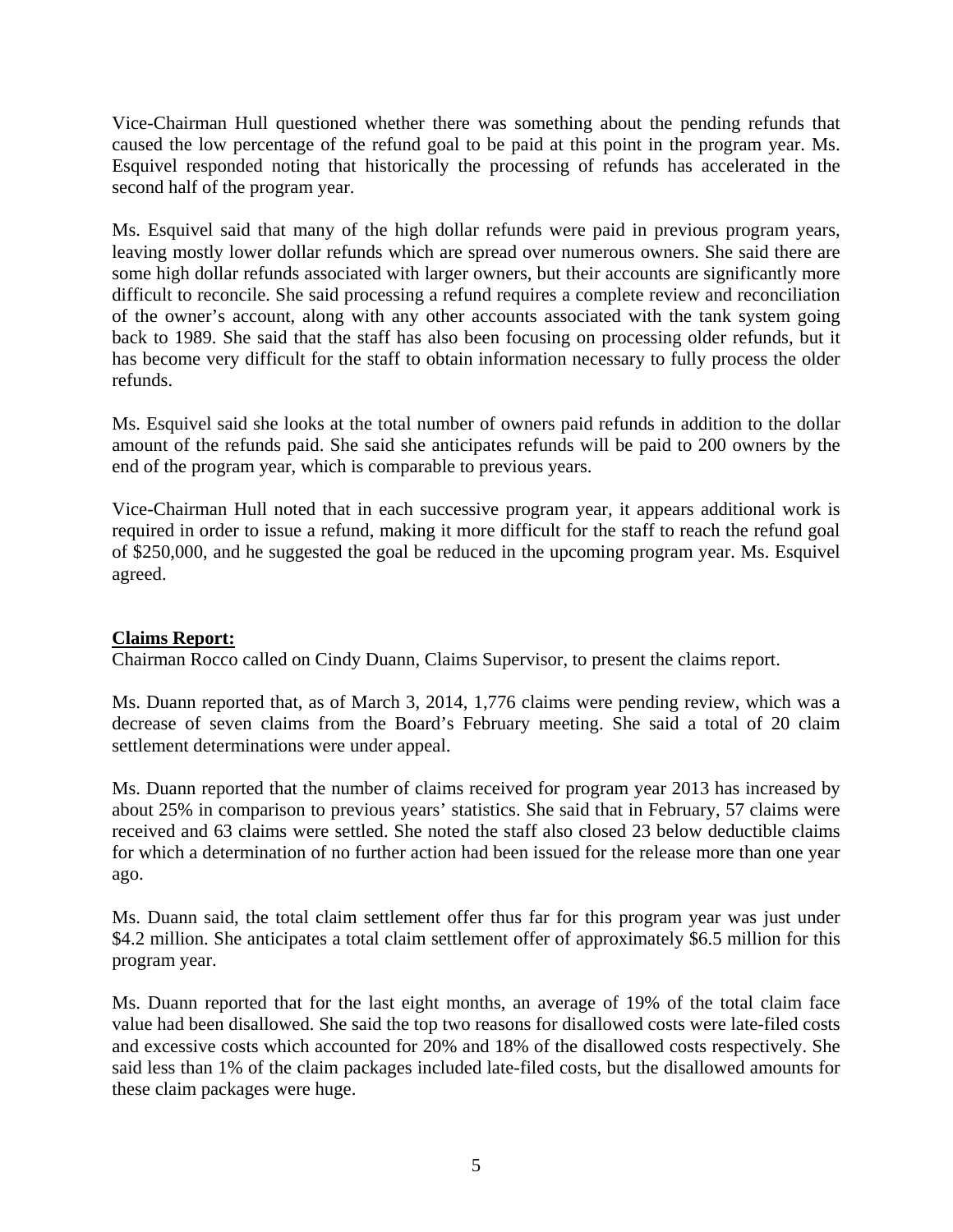Vice-Chairman Hull questioned whether there was something about the pending refunds that caused the low percentage of the refund goal to be paid at this point in the program year. Ms. Esquivel responded noting that historically the processing of refunds has accelerated in the second half of the program year.

Ms. Esquivel said that many of the high dollar refunds were paid in previous program years, leaving mostly lower dollar refunds which are spread over numerous owners. She said there are some high dollar refunds associated with larger owners, but their accounts are significantly more difficult to reconcile. She said processing a refund requires a complete review and reconciliation of the owner's account, along with any other accounts associated with the tank system going back to 1989. She said that the staff has also been focusing on processing older refunds, but it has become very difficult for the staff to obtain information necessary to fully process the older refunds.

Ms. Esquivel said she looks at the total number of owners paid refunds in addition to the dollar amount of the refunds paid. She said she anticipates refunds will be paid to 200 owners by the end of the program year, which is comparable to previous years.

Vice-Chairman Hull noted that in each successive program year, it appears additional work is required in order to issue a refund, making it more difficult for the staff to reach the refund goal of $250,000, and he suggested the goal be reduced in the upcoming program year. Ms. Esquivel agreed.

**Claims Report:**

Chairman Rocco called on Cindy Duann, Claims Supervisor, to present the claims report.

Ms. Duann reported that, as of March 3, 2014, 1,776 claims were pending review, which was a decrease of seven claims from the Board's February meeting. She said a total of 20 claim settlement determinations were under appeal.

Ms. Duann reported that the number of claims received for program year 2013 has increased by about 25% in comparison to previous years' statistics. She said that in February, 57 claims were received and 63 claims were settled. She noted the staff also closed 23 below deductible claims for which a determination of no further action had been issued for the release more than one year ago.

Ms. Duann said, the total claim settlement offer thus far for this program year was just under $4.2 million. She anticipates a total claim settlement offer of approximately $6.5 million for this program year.

Ms. Duann reported that for the last eight months, an average of 19% of the total claim face value had been disallowed. She said the top two reasons for disallowed costs were late-filed costs and excessive costs which accounted for 20% and 18% of the disallowed costs respectively. She said less than 1% of the claim packages included late-filed costs, but the disallowed amounts for these claim packages were huge.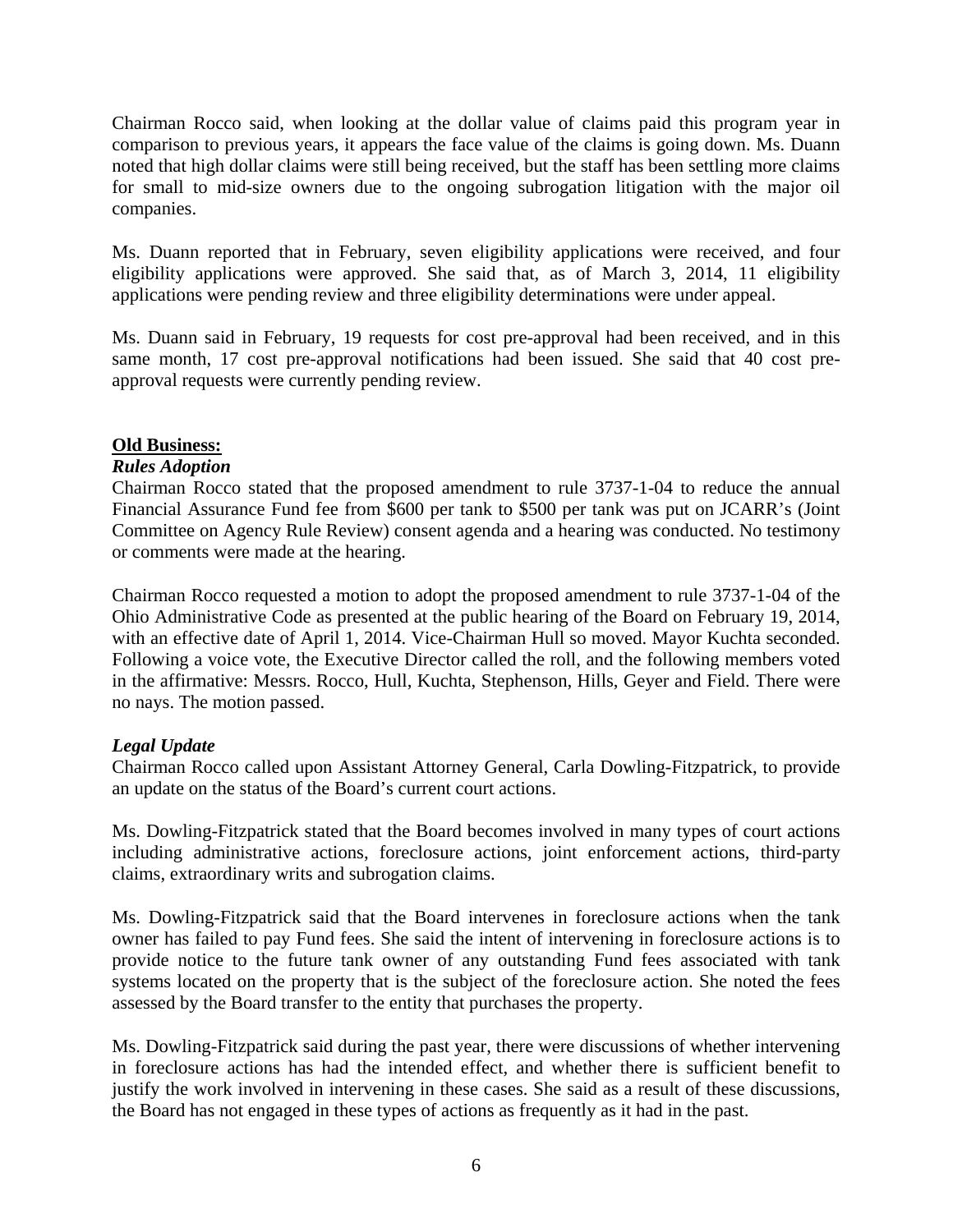Chairman Rocco said, when looking at the dollar value of claims paid this program year in comparison to previous years, it appears the face value of the claims is going down. Ms. Duann noted that high dollar claims were still being received, but the staff has been settling more claims for small to mid-size owners due to the ongoing subrogation litigation with the major oil companies.

Ms. Duann reported that in February, seven eligibility applications were received, and four eligibility applications were approved. She said that, as of March 3, 2014, 11 eligibility applications were pending review and three eligibility determinations were under appeal.

Ms. Duann said in February, 19 requests for cost pre-approval had been received, and in this same month, 17 cost pre-approval notifications had been issued. She said that 40 cost pre-approval requests were currently pending review.

**Old Business:**

***Rules Adoption***

Chairman Rocco stated that the proposed amendment to rule 3737-1-04 to reduce the annual Financial Assurance Fund fee from $600 per tank to $500 per tank was put on JCARR's (Joint Committee on Agency Rule Review) consent agenda and a hearing was conducted. No testimony or comments were made at the hearing.

Chairman Rocco requested a motion to adopt the proposed amendment to rule 3737-1-04 of the Ohio Administrative Code as presented at the public hearing of the Board on February 19, 2014, with an effective date of April 1, 2014. Vice-Chairman Hull so moved. Mayor Kuchta seconded. Following a voice vote, the Executive Director called the roll, and the following members voted in the affirmative: Messrs. Rocco, Hull, Kuchta, Stephenson, Hills, Geyer and Field. There were no nays. The motion passed.

***Legal Update***

Chairman Rocco called upon Assistant Attorney General, Carla Dowling-Fitzpatrick, to provide an update on the status of the Board's current court actions.

Ms. Dowling-Fitzpatrick stated that the Board becomes involved in many types of court actions including administrative actions, foreclosure actions, joint enforcement actions, third-party claims, extraordinary writs and subrogation claims.

Ms. Dowling-Fitzpatrick said that the Board intervenes in foreclosure actions when the tank owner has failed to pay Fund fees. She said the intent of intervening in foreclosure actions is to provide notice to the future tank owner of any outstanding Fund fees associated with tank systems located on the property that is the subject of the foreclosure action. She noted the fees assessed by the Board transfer to the entity that purchases the property.

Ms. Dowling-Fitzpatrick said during the past year, there were discussions of whether intervening in foreclosure actions has had the intended effect, and whether there is sufficient benefit to justify the work involved in intervening in these cases. She said as a result of these discussions, the Board has not engaged in these types of actions as frequently as it had in the past.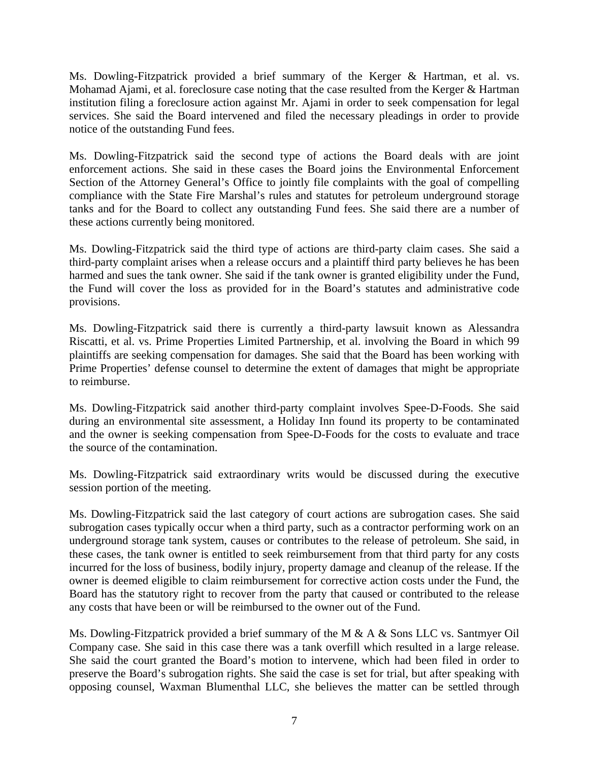Ms. Dowling-Fitzpatrick provided a brief summary of the Kerger & Hartman, et al. vs. Mohamad Ajami, et al. foreclosure case noting that the case resulted from the Kerger & Hartman institution filing a foreclosure action against Mr. Ajami in order to seek compensation for legal services. She said the Board intervened and filed the necessary pleadings in order to provide notice of the outstanding Fund fees.

Ms. Dowling-Fitzpatrick said the second type of actions the Board deals with are joint enforcement actions. She said in these cases the Board joins the Environmental Enforcement Section of the Attorney General's Office to jointly file complaints with the goal of compelling compliance with the State Fire Marshal's rules and statutes for petroleum underground storage tanks and for the Board to collect any outstanding Fund fees. She said there are a number of these actions currently being monitored.

Ms. Dowling-Fitzpatrick said the third type of actions are third-party claim cases. She said a third-party complaint arises when a release occurs and a plaintiff third party believes he has been harmed and sues the tank owner. She said if the tank owner is granted eligibility under the Fund, the Fund will cover the loss as provided for in the Board's statutes and administrative code provisions.

Ms. Dowling-Fitzpatrick said there is currently a third-party lawsuit known as Alessandra Riscatti, et al. vs. Prime Properties Limited Partnership, et al. involving the Board in which 99 plaintiffs are seeking compensation for damages. She said that the Board has been working with Prime Properties' defense counsel to determine the extent of damages that might be appropriate to reimburse.

Ms. Dowling-Fitzpatrick said another third-party complaint involves Spee-D-Foods. She said during an environmental site assessment, a Holiday Inn found its property to be contaminated and the owner is seeking compensation from Spee-D-Foods for the costs to evaluate and trace the source of the contamination.

Ms. Dowling-Fitzpatrick said extraordinary writs would be discussed during the executive session portion of the meeting.

Ms. Dowling-Fitzpatrick said the last category of court actions are subrogation cases. She said subrogation cases typically occur when a third party, such as a contractor performing work on an underground storage tank system, causes or contributes to the release of petroleum. She said, in these cases, the tank owner is entitled to seek reimbursement from that third party for any costs incurred for the loss of business, bodily injury, property damage and cleanup of the release. If the owner is deemed eligible to claim reimbursement for corrective action costs under the Fund, the Board has the statutory right to recover from the party that caused or contributed to the release any costs that have been or will be reimbursed to the owner out of the Fund.

Ms. Dowling-Fitzpatrick provided a brief summary of the M & A & Sons LLC vs. Santmyer Oil Company case. She said in this case there was a tank overfill which resulted in a large release. She said the court granted the Board's motion to intervene, which had been filed in order to preserve the Board's subrogation rights. She said the case is set for trial, but after speaking with opposing counsel, Waxman Blumenthal LLC, she believes the matter can be settled through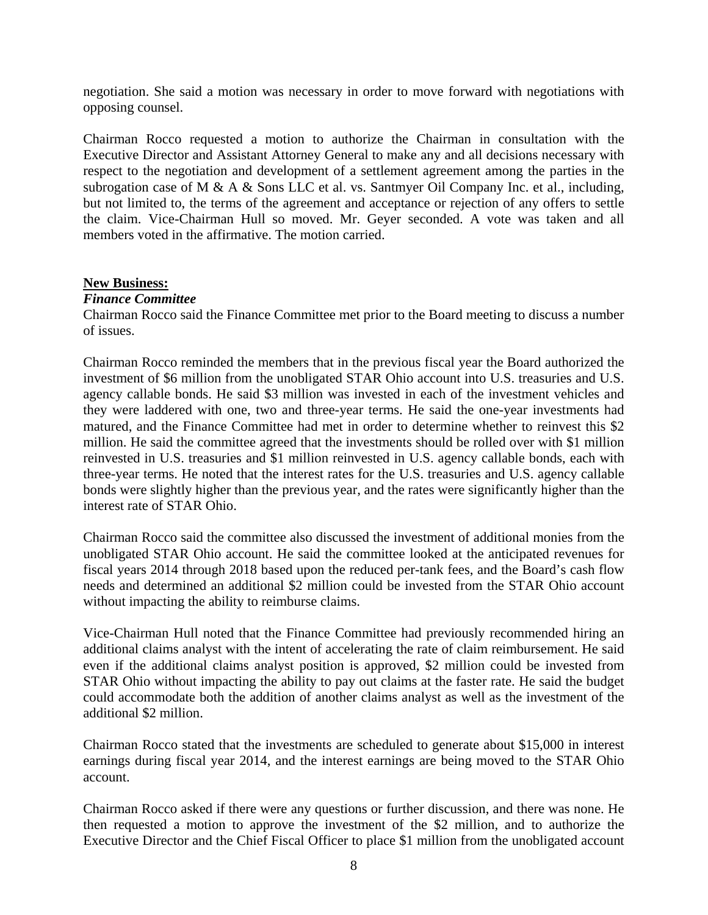negotiation. She said a motion was necessary in order to move forward with negotiations with opposing counsel.

Chairman Rocco requested a motion to authorize the Chairman in consultation with the Executive Director and Assistant Attorney General to make any and all decisions necessary with respect to the negotiation and development of a settlement agreement among the parties in the subrogation case of M & A & Sons LLC et al. vs. Santmyer Oil Company Inc. et al., including, but not limited to, the terms of the agreement and acceptance or rejection of any offers to settle the claim. Vice-Chairman Hull so moved. Mr. Geyer seconded. A vote was taken and all members voted in the affirmative. The motion carried.

**New Business:**

***Finance Committee***

Chairman Rocco said the Finance Committee met prior to the Board meeting to discuss a number of issues.

Chairman Rocco reminded the members that in the previous fiscal year the Board authorized the investment of $6 million from the unobligated STAR Ohio account into U.S. treasuries and U.S. agency callable bonds. He said $3 million was invested in each of the investment vehicles and they were laddered with one, two and three-year terms. He said the one-year investments had matured, and the Finance Committee had met in order to determine whether to reinvest this $2 million. He said the committee agreed that the investments should be rolled over with $1 million reinvested in U.S. treasuries and $1 million reinvested in U.S. agency callable bonds, each with three-year terms. He noted that the interest rates for the U.S. treasuries and U.S. agency callable bonds were slightly higher than the previous year, and the rates were significantly higher than the interest rate of STAR Ohio.

Chairman Rocco said the committee also discussed the investment of additional monies from the unobligated STAR Ohio account. He said the committee looked at the anticipated revenues for fiscal years 2014 through 2018 based upon the reduced per-tank fees, and the Board's cash flow needs and determined an additional $2 million could be invested from the STAR Ohio account without impacting the ability to reimburse claims.

Vice-Chairman Hull noted that the Finance Committee had previously recommended hiring an additional claims analyst with the intent of accelerating the rate of claim reimbursement. He said even if the additional claims analyst position is approved, $2 million could be invested from STAR Ohio without impacting the ability to pay out claims at the faster rate. He said the budget could accommodate both the addition of another claims analyst as well as the investment of the additional $2 million.

Chairman Rocco stated that the investments are scheduled to generate about $15,000 in interest earnings during fiscal year 2014, and the interest earnings are being moved to the STAR Ohio account.

Chairman Rocco asked if there were any questions or further discussion, and there was none. He then requested a motion to approve the investment of the $2 million, and to authorize the Executive Director and the Chief Fiscal Officer to place $1 million from the unobligated account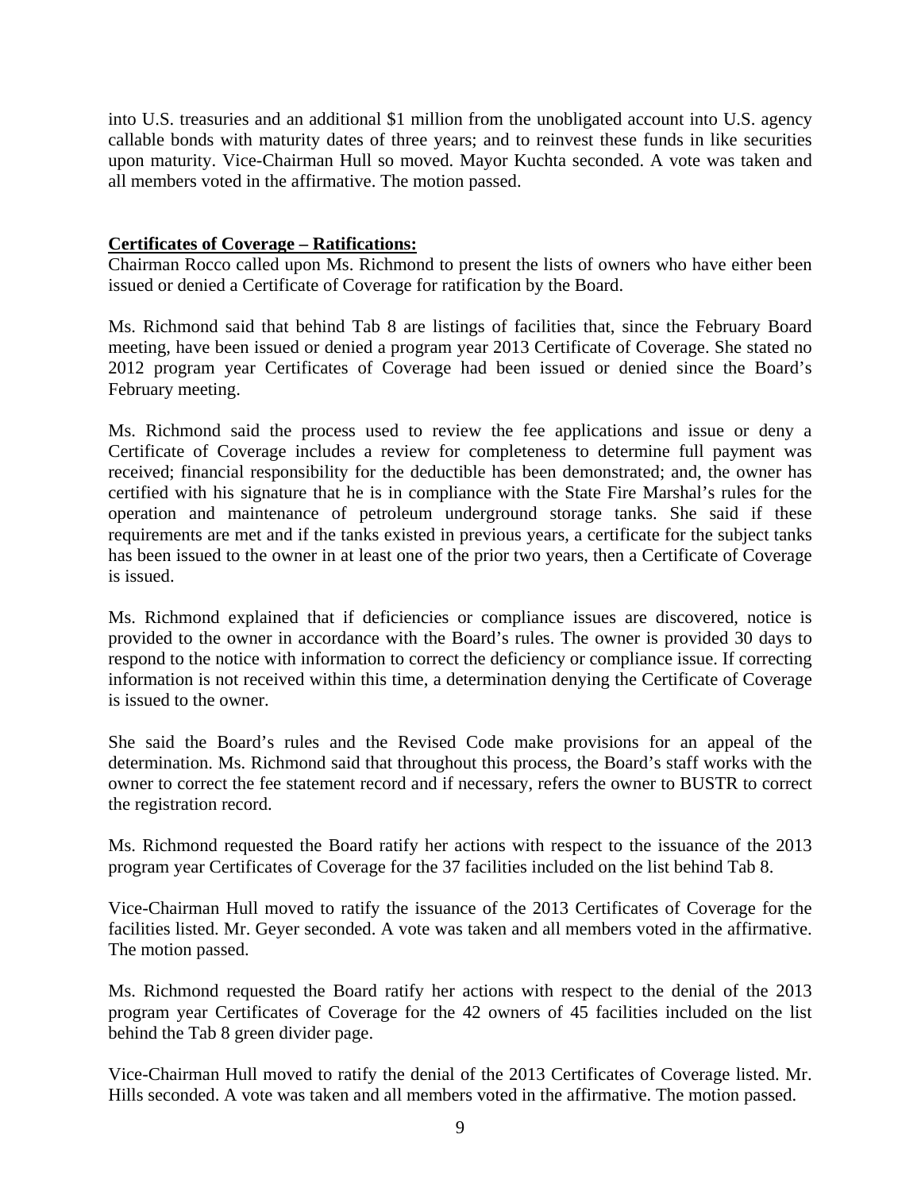into U.S. treasuries and an additional $1 million from the unobligated account into U.S. agency callable bonds with maturity dates of three years; and to reinvest these funds in like securities upon maturity. Vice-Chairman Hull so moved. Mayor Kuchta seconded. A vote was taken and all members voted in the affirmative. The motion passed.

**Certificates of Coverage – Ratifications:**

Chairman Rocco called upon Ms. Richmond to present the lists of owners who have either been issued or denied a Certificate of Coverage for ratification by the Board.

Ms. Richmond said that behind Tab 8 are listings of facilities that, since the February Board meeting, have been issued or denied a program year 2013 Certificate of Coverage. She stated no 2012 program year Certificates of Coverage had been issued or denied since the Board's February meeting.

Ms. Richmond said the process used to review the fee applications and issue or deny a Certificate of Coverage includes a review for completeness to determine full payment was received; financial responsibility for the deductible has been demonstrated; and, the owner has certified with his signature that he is in compliance with the State Fire Marshal's rules for the operation and maintenance of petroleum underground storage tanks. She said if these requirements are met and if the tanks existed in previous years, a certificate for the subject tanks has been issued to the owner in at least one of the prior two years, then a Certificate of Coverage is issued.

Ms. Richmond explained that if deficiencies or compliance issues are discovered, notice is provided to the owner in accordance with the Board's rules. The owner is provided 30 days to respond to the notice with information to correct the deficiency or compliance issue. If correcting information is not received within this time, a determination denying the Certificate of Coverage is issued to the owner.

She said the Board's rules and the Revised Code make provisions for an appeal of the determination. Ms. Richmond said that throughout this process, the Board's staff works with the owner to correct the fee statement record and if necessary, refers the owner to BUSTR to correct the registration record.

Ms. Richmond requested the Board ratify her actions with respect to the issuance of the 2013 program year Certificates of Coverage for the 37 facilities included on the list behind Tab 8.

Vice-Chairman Hull moved to ratify the issuance of the 2013 Certificates of Coverage for the facilities listed. Mr. Geyer seconded. A vote was taken and all members voted in the affirmative. The motion passed.

Ms. Richmond requested the Board ratify her actions with respect to the denial of the 2013 program year Certificates of Coverage for the 42 owners of 45 facilities included on the list behind the Tab 8 green divider page.

Vice-Chairman Hull moved to ratify the denial of the 2013 Certificates of Coverage listed. Mr. Hills seconded. A vote was taken and all members voted in the affirmative. The motion passed.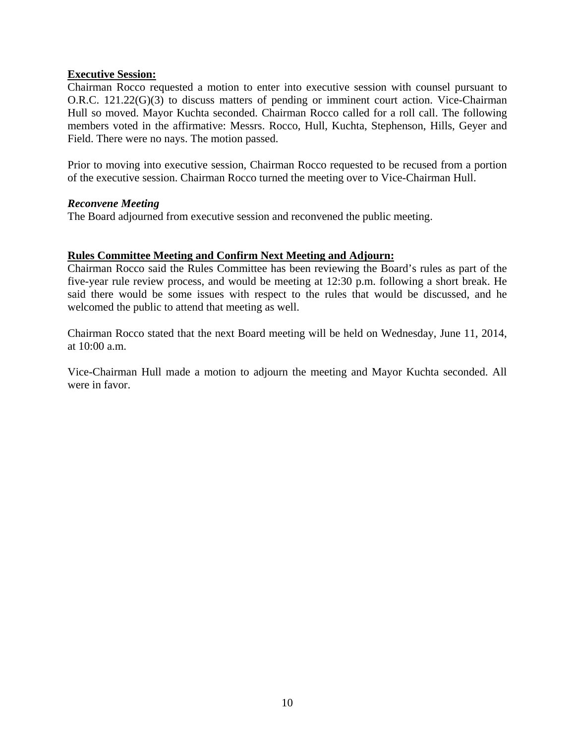**Executive Session:**

Chairman Rocco requested a motion to enter into executive session with counsel pursuant to O.R.C. 121.22(G)(3) to discuss matters of pending or imminent court action. Vice-Chairman Hull so moved. Mayor Kuchta seconded. Chairman Rocco called for a roll call. The following members voted in the affirmative: Messrs. Rocco, Hull, Kuchta, Stephenson, Hills, Geyer and Field. There were no nays. The motion passed.

Prior to moving into executive session, Chairman Rocco requested to be recused from a portion of the executive session. Chairman Rocco turned the meeting over to Vice-Chairman Hull.

***Reconvene Meeting***

The Board adjourned from executive session and reconvened the public meeting.

**Rules Committee Meeting and Confirm Next Meeting and Adjourn:**

Chairman Rocco said the Rules Committee has been reviewing the Board's rules as part of the five-year rule review process, and would be meeting at 12:30 p.m. following a short break. He said there would be some issues with respect to the rules that would be discussed, and he welcomed the public to attend that meeting as well.

Chairman Rocco stated that the next Board meeting will be held on Wednesday, June 11, 2014, at 10:00 a.m.

Vice-Chairman Hull made a motion to adjourn the meeting and Mayor Kuchta seconded. All were in favor.